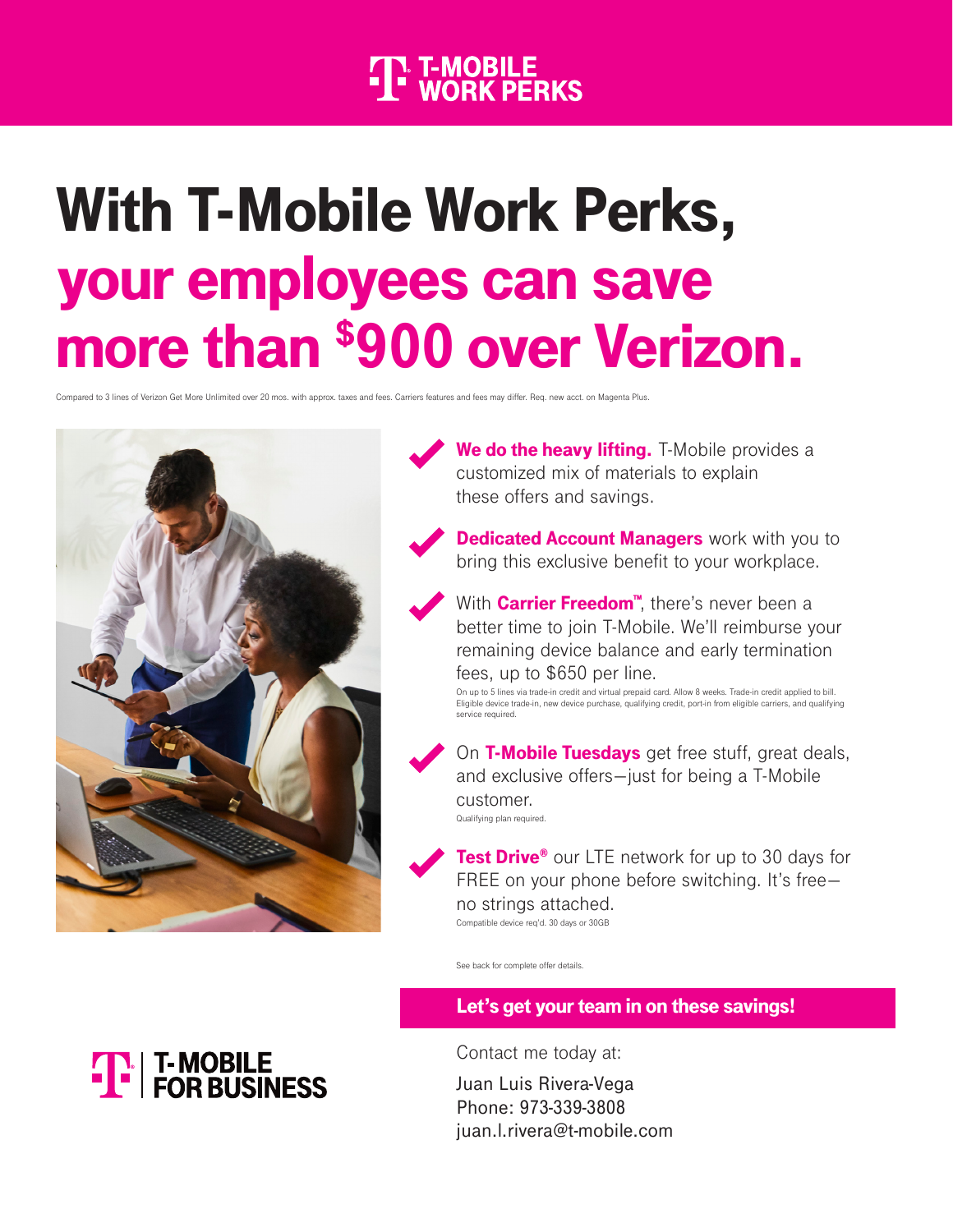# T-MOBILE WORK PERKS

# With T-Mobile Work Perks, your employees can save more than $900 over Verizon.

Compared to 3 lines of Verizon Get More Unlimited over 20 mos. with approx. taxes and fees. Carriers features and fees may differ. Req. new acct. on Magenta Plus.

- **We do the heavy lifting.** T-Mobile provides a customized mix of materials to explain these offers and savings.

- **Dedicated Account Managers** work with you to bring this exclusive benefit to your workplace.

- With **Carrier Freedom™**, there's never been a better time to join T-Mobile. We'll reimburse your remaining device balance and early termination fees, up to $650 per line.
  On up to 5 lines via trade-in credit and virtual prepaid card. Allow 8 weeks. Trade-in credit applied to bill. Eligible device trade-in, new device purchase, qualifying credit, port-in from eligible carriers, and qualifying service required.

- On **T-Mobile Tuesdays** get free stuff, great deals, and exclusive offers—just for being a T-Mobile customer.
  Qualifying plan required.

- **Test Drive®** our LTE network for up to 30 days for FREE on your phone before switching. It's free—no strings attached.
  Compatible device req'd. 30 days or 30GB

See back for complete offer details.

**Let's get your team in on these savings!**

Contact me today at:

Juan Luis Rivera-Vega
Phone: 973-339-3808
juan.l.rivera@t-mobile.com

T-MOBILE FOR BUSINESS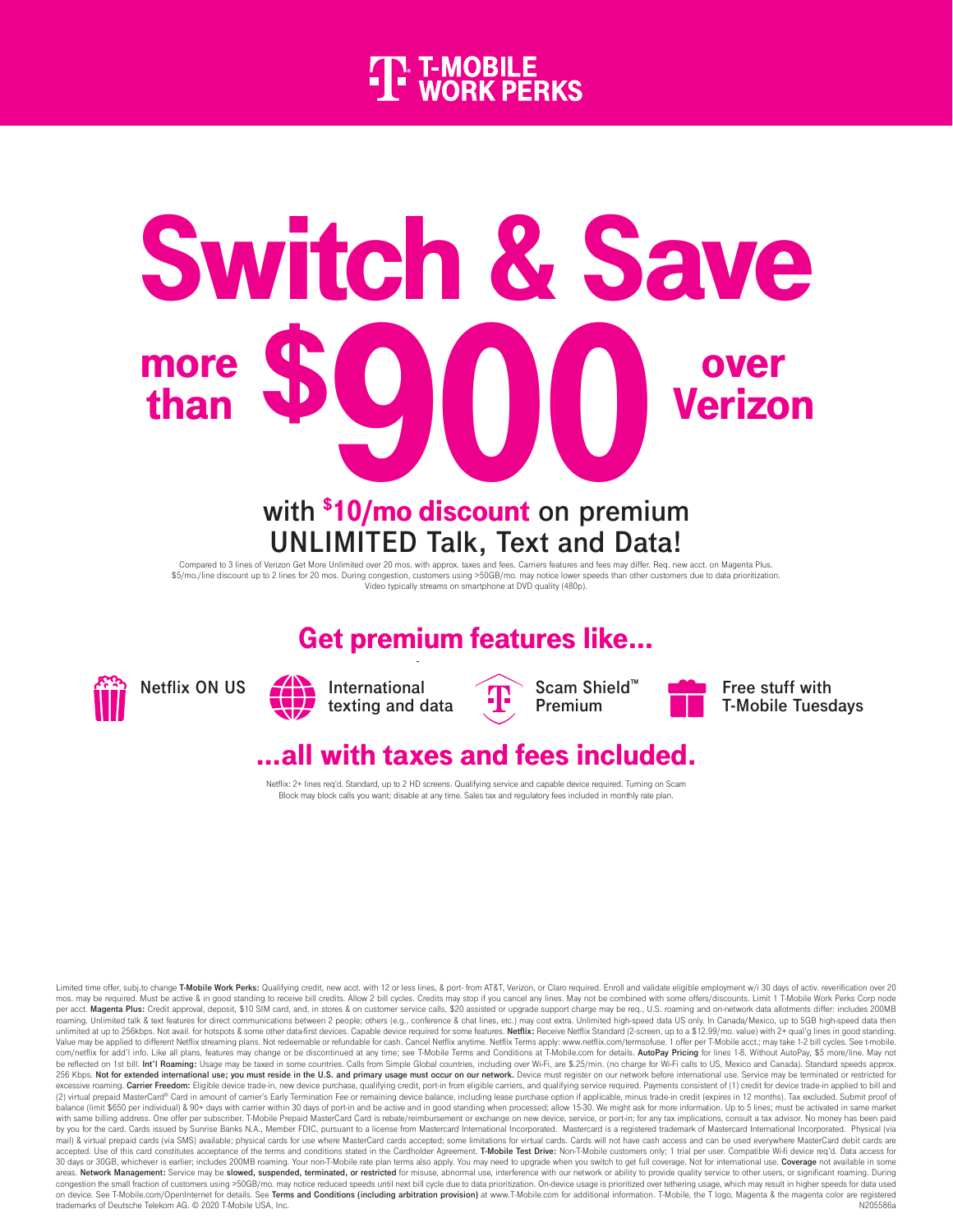# T-MOBILE WORK PERKS

# Switch & Save

## more than $900 over Verizon

### with $10/mo discount on premium UNLIMITED Talk, Text and Data!

Compared to 3 lines of Verizon Get More Unlimited over 20 mos. with approx. taxes and fees. Carriers features and fees may differ. Req. new acct. on Magenta Plus. $5/mo./line discount up to 2 lines for 20 mos. During congestion, customers using >50GB/mo. may notice lower speeds than other customers due to data prioritization. Video typically streams on smartphone at DVD quality (480p).

## Get premium features like...

- Netflix ON US
- International texting and data
- Scam Shield™ Premium
- Free stuff with T-Mobile Tuesdays

## ...all with taxes and fees included.

Netflix: 2+ lines req'd. Standard, up to 2 HD screens. Qualifying service and capable device required. Turning on Scam Block may block calls you want; disable at any time. Sales tax and regulatory fees included in monthly rate plan.

Limited time offer, subj.to change **T-Mobile Work Perks:** Qualifying credit, new acct. with 12 or less lines, & port- from AT&T, Verizon, or Claro required. Enroll and validate eligible employment w/i 30 days of activ. reverification over 20 mos. may be required. Must be active & in good standing to receive bill credits. Allow 2 bill cycles. Credits may stop if you cancel any lines. May not be combined with some offers/discounts. Limit 1 T-Mobile Work Perks Corp node per acct. **Magenta Plus:** Credit approval, deposit, $10 SIM card, and, in stores & on customer service calls, $20 assisted or upgrade support charge may be req., U.S. roaming and on-network data allotments differ: includes 200MB roaming. Unlimited talk & text features for direct communications between 2 people; others (e.g., conference & chat lines, etc.) may cost extra. Unlimited high-speed data US only. In Canada/Mexico, up to 5GB high-speed data then unlimited at up to 256kbps. Not avail. for hotspots & some other data-first devices. Capable device required for some features. **Netflix:** Receive Netflix Standard (2-screen, up to a $12.99/mo. value) with 2+ qual'g lines in good standing. Value may be applied to different Netflix streaming plans. Not redeemable or refundable for cash. Cancel Netflix anytime. Netflix Terms apply: www.netflix.com/termsofuse. 1 offer per T-Mobile acct.; may take 1-2 bill cycles. See t-mobile.com/netflix for add'l info. Like all plans, features may change or be discontinued at any time; see T-Mobile Terms and Conditions at T-Mobile.com for details. **AutoPay Pricing** for lines 1-8. Without AutoPay, $5 more/line. May not be reflected on 1st bill. **Int'l Roaming:** Usage may be taxed in some countries. Calls from Simple Global countries, including over Wi-Fi, are $.25/min. (no charge for Wi-Fi calls to US, Mexico and Canada). Standard speeds approx. 256 Kbps. **Not for extended international use; you must reside in the U.S. and primary usage must occur on our network.** Device must register on our network before international use. Service may be terminated or restricted for excessive roaming. **Carrier Freedom:** Eligible device trade-in, new device purchase, qualifying credit, port-in from eligible carriers, and qualifying service required. Payments consistent of (1) credit for device trade-in applied to bill and (2) virtual prepaid MasterCard® Card in amount of carrier's Early Termination Fee or remaining device balance, including lease purchase option if applicable, minus trade-in credit (expires in 12 months). Tax excluded. Submit proof of balance (limit $650 per individual) & 90+ days with carrier within 30 days of port-in and be active and in good standing when processed; allow 15-30. We might ask for more information. Up to 5 lines; must be activated in same market with same billing address. One offer per subscriber. T-Mobile Prepaid MasterCard Card is rebate/reimbursement or exchange on new device, service, or port-in; for any tax implications, consult a tax advisor. No money has been paid by you for the card. Cards issued by Sunrise Banks N.A., Member FDIC, pursuant to a license from Mastercard International Incorporated. Mastercard is a registered trademark of Mastercard International Incorporated. Physical (via mail) & virtual prepaid cards (via SMS) available; physical cards for use where MasterCard cards accepted; some limitations for virtual cards. Cards will not have cash access and can be used everywhere MasterCard debit cards are accepted. Use of this card constitutes acceptance of the terms and conditions stated in the Cardholder Agreement. **T-Mobile Test Drive:** Non-T-Mobile customers only; 1 trial per user. Compatible Wi-fi device req'd. Data access for 30 days or 30GB, whichever is earlier; includes 200MB roaming. Your non-T-Mobile rate plan terms also apply. You may need to upgrade when you switch to get full coverage. Not for international use. **Coverage** not available in some areas. **Network Management:** Service may be **slowed, suspended, terminated, or restricted** for misuse, abnormal use, interference with our network or ability to provide quality service to other users, or significant roaming. During congestion the small fraction of customers using >50GB/mo. may notice reduced speeds until next bill cycle due to data prioritization. On-device usage is prioritized over tethering usage, which may result in higher speeds for data used on device. See T-Mobile.com/OpenInternet for details. See **Terms and Conditions (including arbitration provision)** at www.T-Mobile.com for additional information. T-Mobile, the T logo, Magenta & the magenta color are registered trademarks of Deutsche Telekom AG. © 2020 T-Mobile USA, Inc. N205586a